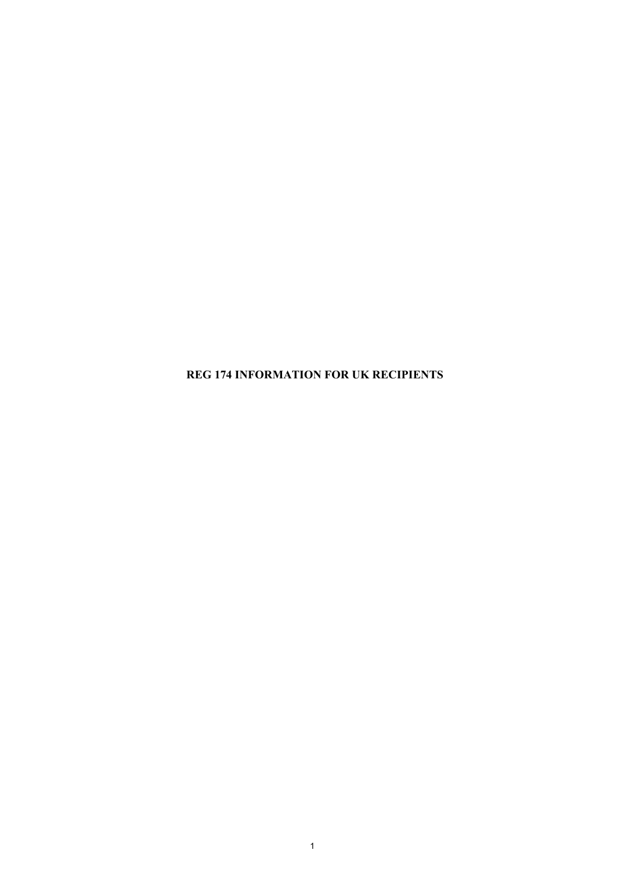# REG 174 INFORMATION FOR UK RECIPIENTS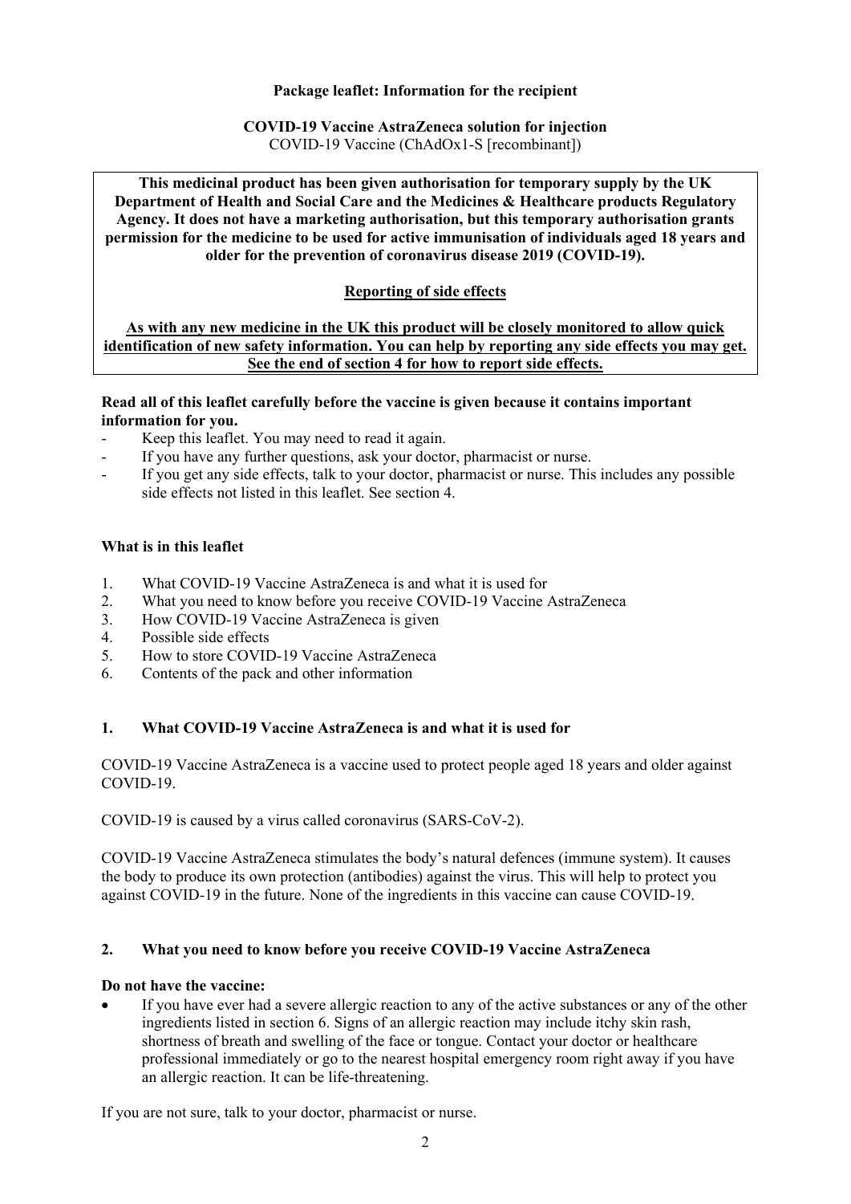**Package leaflet: Information for the recipient**

**COVID-19 Vaccine AstraZeneca solution for injection**
COVID-19 Vaccine (ChAdOx1-S [recombinant])

**This medicinal product has been given authorisation for temporary supply by the UK Department of Health and Social Care and the Medicines & Healthcare products Regulatory Agency. It does not have a marketing authorisation, but this temporary authorisation grants permission for the medicine to be used for active immunisation of individuals aged 18 years and older for the prevention of coronavirus disease 2019 (COVID-19).**

**Reporting of side effects**

**As with any new medicine in the UK this product will be closely monitored to allow quick identification of new safety information. You can help by reporting any side effects you may get. See the end of section 4 for how to report side effects.**

**Read all of this leaflet carefully before the vaccine is given because it contains important information for you.**

- Keep this leaflet. You may need to read it again.
- If you have any further questions, ask your doctor, pharmacist or nurse.
- If you get any side effects, talk to your doctor, pharmacist or nurse. This includes any possible side effects not listed in this leaflet. See section 4.

**What is in this leaflet**

1. What COVID-19 Vaccine AstraZeneca is and what it is used for
2. What you need to know before you receive COVID-19 Vaccine AstraZeneca
3. How COVID-19 Vaccine AstraZeneca is given
4. Possible side effects
5. How to store COVID-19 Vaccine AstraZeneca
6. Contents of the pack and other information

## 1. What COVID-19 Vaccine AstraZeneca is and what it is used for

COVID-19 Vaccine AstraZeneca is a vaccine used to protect people aged 18 years and older against COVID-19.

COVID-19 is caused by a virus called coronavirus (SARS-CoV-2).

COVID-19 Vaccine AstraZeneca stimulates the body's natural defences (immune system). It causes the body to produce its own protection (antibodies) against the virus. This will help to protect you against COVID-19 in the future. None of the ingredients in this vaccine can cause COVID-19.

## 2. What you need to know before you receive COVID-19 Vaccine AstraZeneca

**Do not have the vaccine:**

- If you have ever had a severe allergic reaction to any of the active substances or any of the other ingredients listed in section 6. Signs of an allergic reaction may include itchy skin rash, shortness of breath and swelling of the face or tongue. Contact your doctor or healthcare professional immediately or go to the nearest hospital emergency room right away if you have an allergic reaction. It can be life-threatening.

If you are not sure, talk to your doctor, pharmacist or nurse.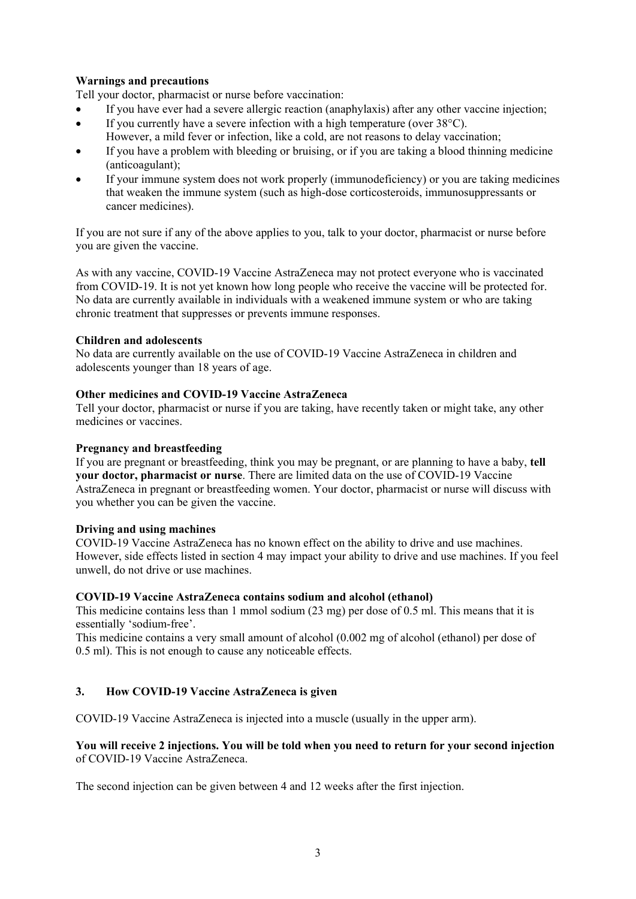**Warnings and precautions**

Tell your doctor, pharmacist or nurse before vaccination:

- If you have ever had a severe allergic reaction (anaphylaxis) after any other vaccine injection;
- If you currently have a severe infection with a high temperature (over 38°C).
  However, a mild fever or infection, like a cold, are not reasons to delay vaccination;
- If you have a problem with bleeding or bruising, or if you are taking a blood thinning medicine (anticoagulant);
- If your immune system does not work properly (immunodeficiency) or you are taking medicines that weaken the immune system (such as high-dose corticosteroids, immunosuppressants or cancer medicines).

If you are not sure if any of the above applies to you, talk to your doctor, pharmacist or nurse before you are given the vaccine.

As with any vaccine, COVID-19 Vaccine AstraZeneca may not protect everyone who is vaccinated from COVID-19. It is not yet known how long people who receive the vaccine will be protected for. No data are currently available in individuals with a weakened immune system or who are taking chronic treatment that suppresses or prevents immune responses.

**Children and adolescents**

No data are currently available on the use of COVID-19 Vaccine AstraZeneca in children and adolescents younger than 18 years of age.

**Other medicines and COVID-19 Vaccine AstraZeneca**

Tell your doctor, pharmacist or nurse if you are taking, have recently taken or might take, any other medicines or vaccines.

**Pregnancy and breastfeeding**

If you are pregnant or breastfeeding, think you may be pregnant, or are planning to have a baby, **tell your doctor, pharmacist or nurse**. There are limited data on the use of COVID-19 Vaccine AstraZeneca in pregnant or breastfeeding women. Your doctor, pharmacist or nurse will discuss with you whether you can be given the vaccine.

**Driving and using machines**

COVID-19 Vaccine AstraZeneca has no known effect on the ability to drive and use machines. However, side effects listed in section 4 may impact your ability to drive and use machines. If you feel unwell, do not drive or use machines.

**COVID-19 Vaccine AstraZeneca contains sodium and alcohol (ethanol)**

This medicine contains less than 1 mmol sodium (23 mg) per dose of 0.5 ml. This means that it is essentially 'sodium-free'.

This medicine contains a very small amount of alcohol (0.002 mg of alcohol (ethanol) per dose of 0.5 ml). This is not enough to cause any noticeable effects.

## 3. How COVID-19 Vaccine AstraZeneca is given

COVID-19 Vaccine AstraZeneca is injected into a muscle (usually in the upper arm).

**You will receive 2 injections. You will be told when you need to return for your second injection** of COVID-19 Vaccine AstraZeneca.

The second injection can be given between 4 and 12 weeks after the first injection.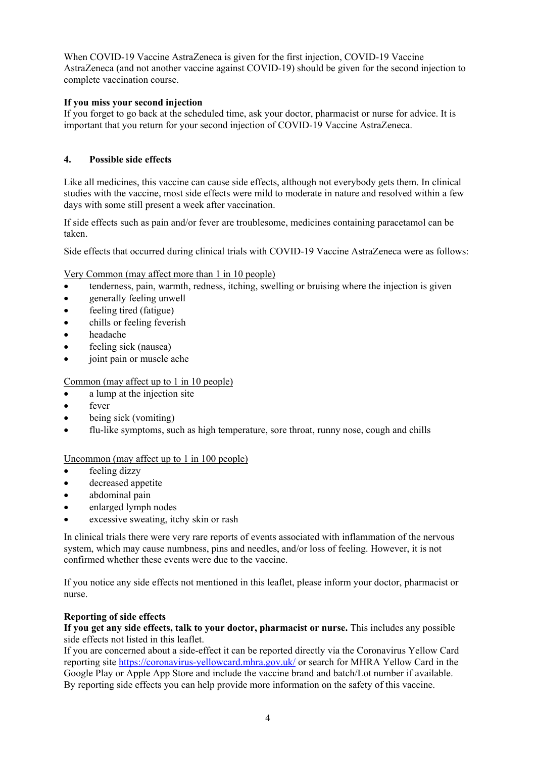When COVID-19 Vaccine AstraZeneca is given for the first injection, COVID-19 Vaccine AstraZeneca (and not another vaccine against COVID-19) should be given for the second injection to complete vaccination course.

**If you miss your second injection**
If you forget to go back at the scheduled time, ask your doctor, pharmacist or nurse for advice. It is important that you return for your second injection of COVID-19 Vaccine AstraZeneca.

## 4. Possible side effects

Like all medicines, this vaccine can cause side effects, although not everybody gets them. In clinical studies with the vaccine, most side effects were mild to moderate in nature and resolved within a few days with some still present a week after vaccination.

If side effects such as pain and/or fever are troublesome, medicines containing paracetamol can be taken.

Side effects that occurred during clinical trials with COVID-19 Vaccine AstraZeneca were as follows:

<u>Very Common (may affect more than 1 in 10 people)</u>
- tenderness, pain, warmth, redness, itching, swelling or bruising where the injection is given
- generally feeling unwell
- feeling tired (fatigue)
- chills or feeling feverish
- headache
- feeling sick (nausea)
- joint pain or muscle ache

<u>Common (may affect up to 1 in 10 people)</u>
- a lump at the injection site
- fever
- being sick (vomiting)
- flu-like symptoms, such as high temperature, sore throat, runny nose, cough and chills

<u>Uncommon (may affect up to 1 in 100 people)</u>
- feeling dizzy
- decreased appetite
- abdominal pain
- enlarged lymph nodes
- excessive sweating, itchy skin or rash

In clinical trials there were very rare reports of events associated with inflammation of the nervous system, which may cause numbness, pins and needles, and/or loss of feeling. However, it is not confirmed whether these events were due to the vaccine.

If you notice any side effects not mentioned in this leaflet, please inform your doctor, pharmacist or nurse.

**Reporting of side effects**
**If you get any side effects, talk to your doctor, pharmacist or nurse.** This includes any possible side effects not listed in this leaflet.
If you are concerned about a side-effect it can be reported directly via the Coronavirus Yellow Card reporting site [https://coronavirus-yellowcard.mhra.gov.uk/](https://coronavirus-yellowcard.mhra.gov.uk/) or search for MHRA Yellow Card in the Google Play or Apple App Store and include the vaccine brand and batch/Lot number if available. By reporting side effects you can help provide more information on the safety of this vaccine.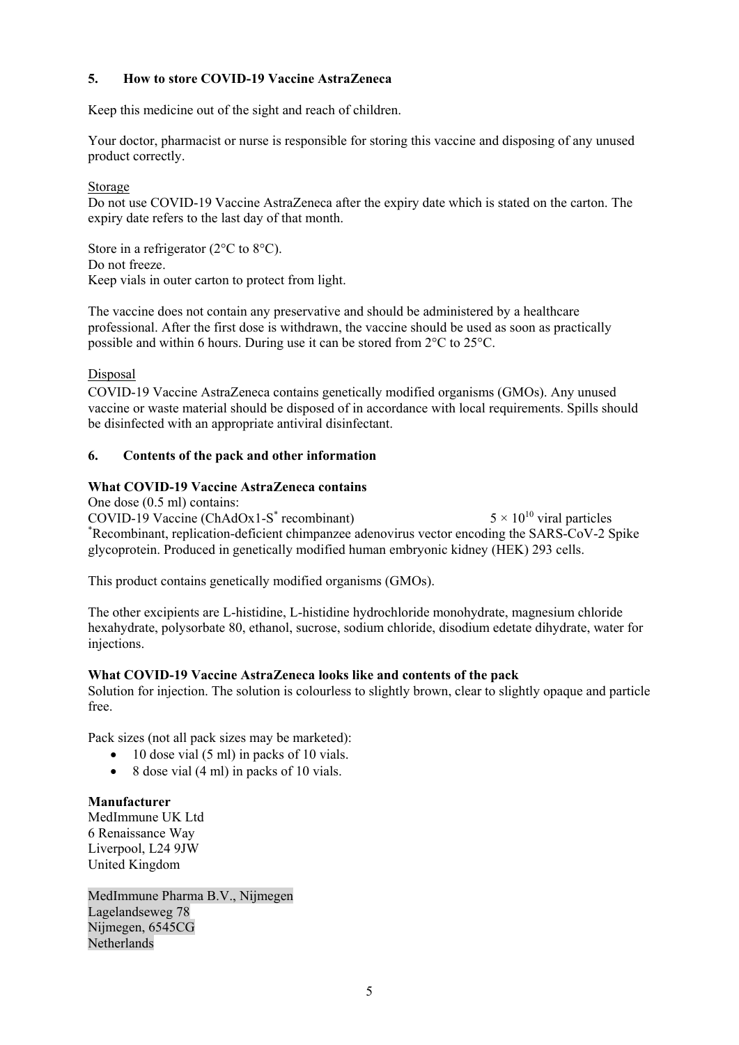## 5. How to store COVID-19 Vaccine AstraZeneca

Keep this medicine out of the sight and reach of children.

Your doctor, pharmacist or nurse is responsible for storing this vaccine and disposing of any unused product correctly.

Storage

Do not use COVID-19 Vaccine AstraZeneca after the expiry date which is stated on the carton. The expiry date refers to the last day of that month.

Store in a refrigerator (2°C to 8°C).
Do not freeze.
Keep vials in outer carton to protect from light.

The vaccine does not contain any preservative and should be administered by a healthcare professional. After the first dose is withdrawn, the vaccine should be used as soon as practically possible and within 6 hours. During use it can be stored from 2°C to 25°C.

Disposal

COVID-19 Vaccine AstraZeneca contains genetically modified organisms (GMOs). Any unused vaccine or waste material should be disposed of in accordance with local requirements. Spills should be disinfected with an appropriate antiviral disinfectant.

## 6. Contents of the pack and other information

**What COVID-19 Vaccine AstraZeneca contains**

One dose (0.5 ml) contains:
COVID-19 Vaccine (ChAdOx1-S* recombinant) $5 \times 10^{10}$ viral particles
*Recombinant, replication-deficient chimpanzee adenovirus vector encoding the SARS-CoV-2 Spike glycoprotein. Produced in genetically modified human embryonic kidney (HEK) 293 cells.

This product contains genetically modified organisms (GMOs).

The other excipients are L-histidine, L-histidine hydrochloride monohydrate, magnesium chloride hexahydrate, polysorbate 80, ethanol, sucrose, sodium chloride, disodium edetate dihydrate, water for injections.

**What COVID-19 Vaccine AstraZeneca looks like and contents of the pack**

Solution for injection. The solution is colourless to slightly brown, clear to slightly opaque and particle free.

Pack sizes (not all pack sizes may be marketed):

- 10 dose vial (5 ml) in packs of 10 vials.
- 8 dose vial (4 ml) in packs of 10 vials.

**Manufacturer**

MedImmune UK Ltd
6 Renaissance Way
Liverpool, L24 9JW
United Kingdom

MedImmune Pharma B.V., Nijmegen
Lagelandseweg 78
Nijmegen, 6545CG
Netherlands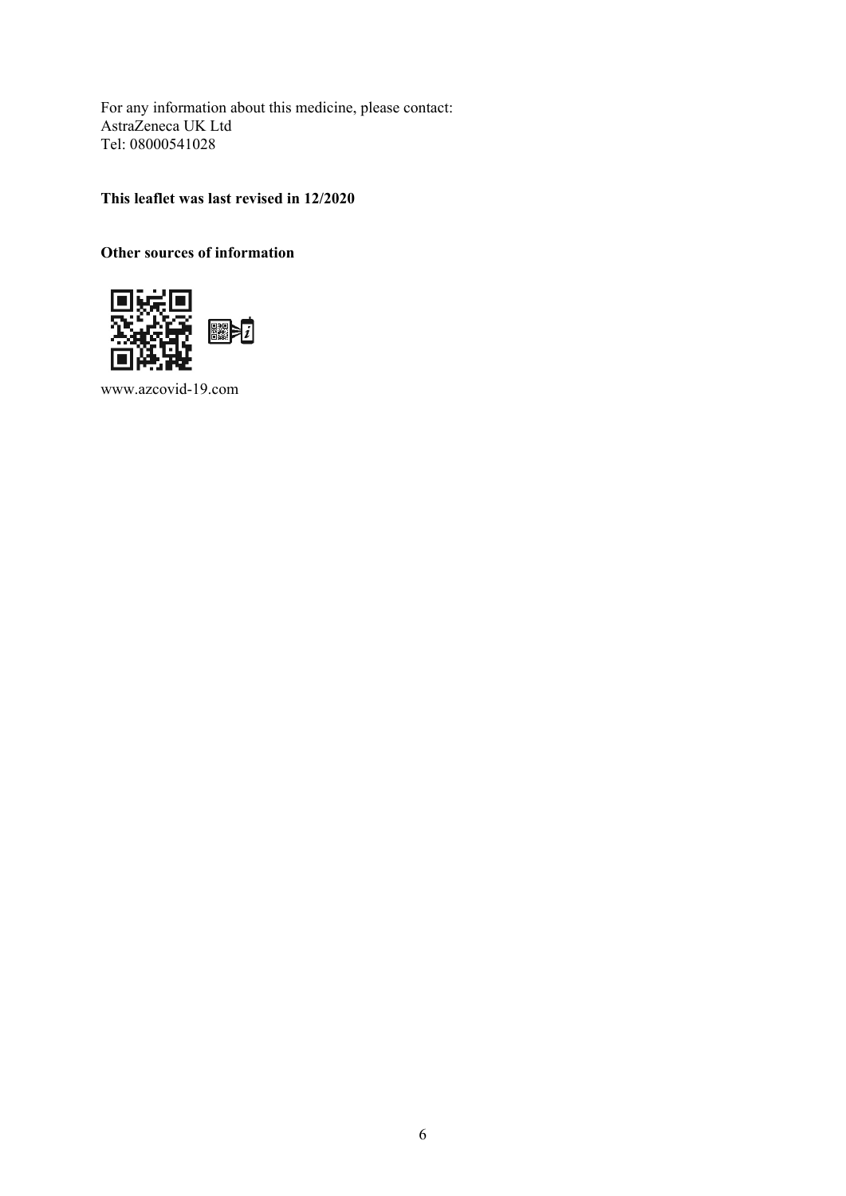For any information about this medicine, please contact:
AstraZeneca UK Ltd
Tel: 08000541028

**This leaflet was last revised in 12/2020**

**Other sources of information**

www.azcovid-19.com